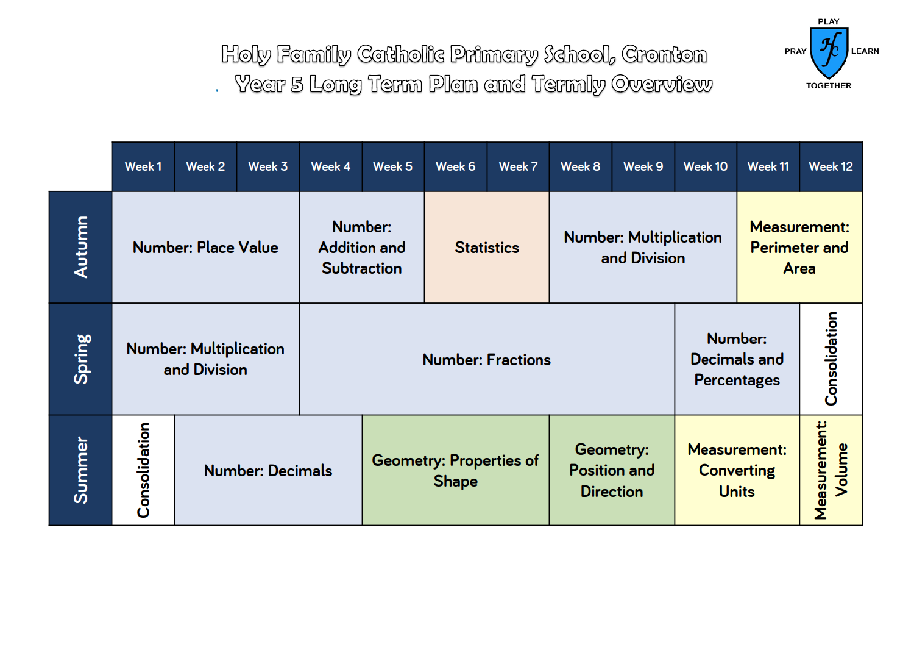# Holy Family Catholic Primary School, Cronton

## Year 5 Long Term Plan and Termly Overview

PLAY PRAY LEARN TOGETHER

| | Week 1 | Week 2 | Week 3 | Week 4 | Week 5 | Week 6 | Week 7 | Week 8 | Week 9 | Week 10 | Week 11 | Week 12 |
|---|---|---|---|---|---|---|---|---|---|---|---|---|
| **Autumn** | Number: Place Value | | | Number: Addition and Subtraction | | Statistics | | Number: Multiplication and Division | | | Measurement: Perimeter and Area | |
| **Spring** | Number: Multiplication and Division | | | Number: Fractions | | | | | | Number: Decimals and Percentages | | Consolidation |
| **Summer** | Consolidation | Number: Decimals | | | Geometry: Properties of Shape | | | Geometry: Position and Direction | | Measurement: Converting Units | | Measurement: Volume |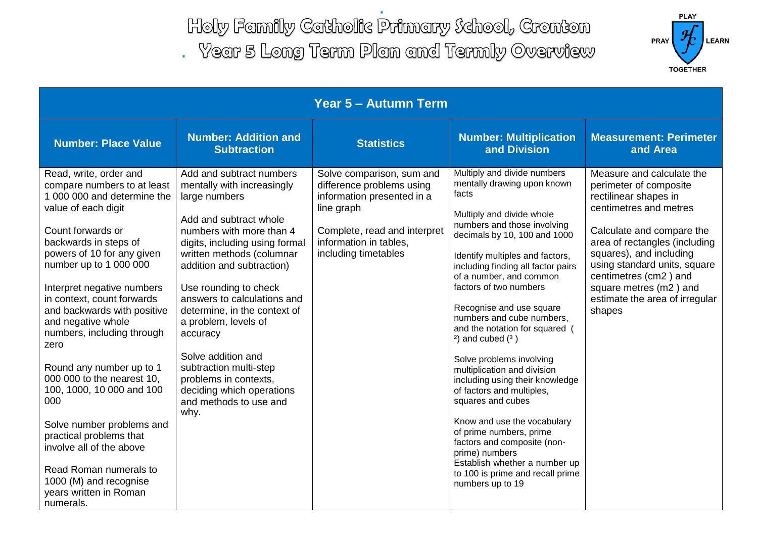# Holy Family Catholic Primary School, Cronton

## Year 5 Long Term Plan and Termly Overview

PLAY PRAY LEARN TOGETHER

### Year 5 – Autumn Term

| Number: Place Value | Number: Addition and Subtraction | Statistics | Number: Multiplication and Division | Measurement: Perimeter and Area |
|---|---|---|---|---|
| Read, write, order and compare numbers to at least 1 000 000 and determine the value of each digit<br><br>Count forwards or backwards in steps of powers of 10 for any given number up to 1 000 000<br><br>Interpret negative numbers in context, count forwards and backwards with positive and negative whole numbers, including through zero<br><br>Round any number up to 1 000 000 to the nearest 10, 100, 1000, 10 000 and 100 000<br><br>Solve number problems and practical problems that involve all of the above<br><br>Read Roman numerals to 1000 (M) and recognise years written in Roman numerals. | Add and subtract numbers mentally with increasingly large numbers<br><br>Add and subtract whole numbers with more than 4 digits, including using formal written methods (columnar addition and subtraction)<br><br>Use rounding to check answers to calculations and determine, in the context of a problem, levels of accuracy<br><br>Solve addition and subtraction multi-step problems in contexts, deciding which operations and methods to use and why. | Solve comparison, sum and difference problems using information presented in a line graph<br><br>Complete, read and interpret information in tables, including timetables | Multiply and divide numbers mentally drawing upon known facts<br><br>Multiply and divide whole numbers and those involving decimals by 10, 100 and 1000<br><br>Identify multiples and factors, including finding all factor pairs of a number, and common factors of two numbers<br><br>Recognise and use square numbers and cube numbers, and the notation for squared ($^2$) and cubed ($^3$)<br><br>Solve problems involving multiplication and division including using their knowledge of factors and multiples, squares and cubes<br><br>Know and use the vocabulary of prime numbers, prime factors and composite (non-prime) numbers<br>Establish whether a number up to 100 is prime and recall prime numbers up to 19 | Measure and calculate the perimeter of composite rectilinear shapes in centimetres and metres<br><br>Calculate and compare the area of rectangles (including squares), and including using standard units, square centimetres (cm2 ) and square metres (m2 ) and estimate the area of irregular shapes |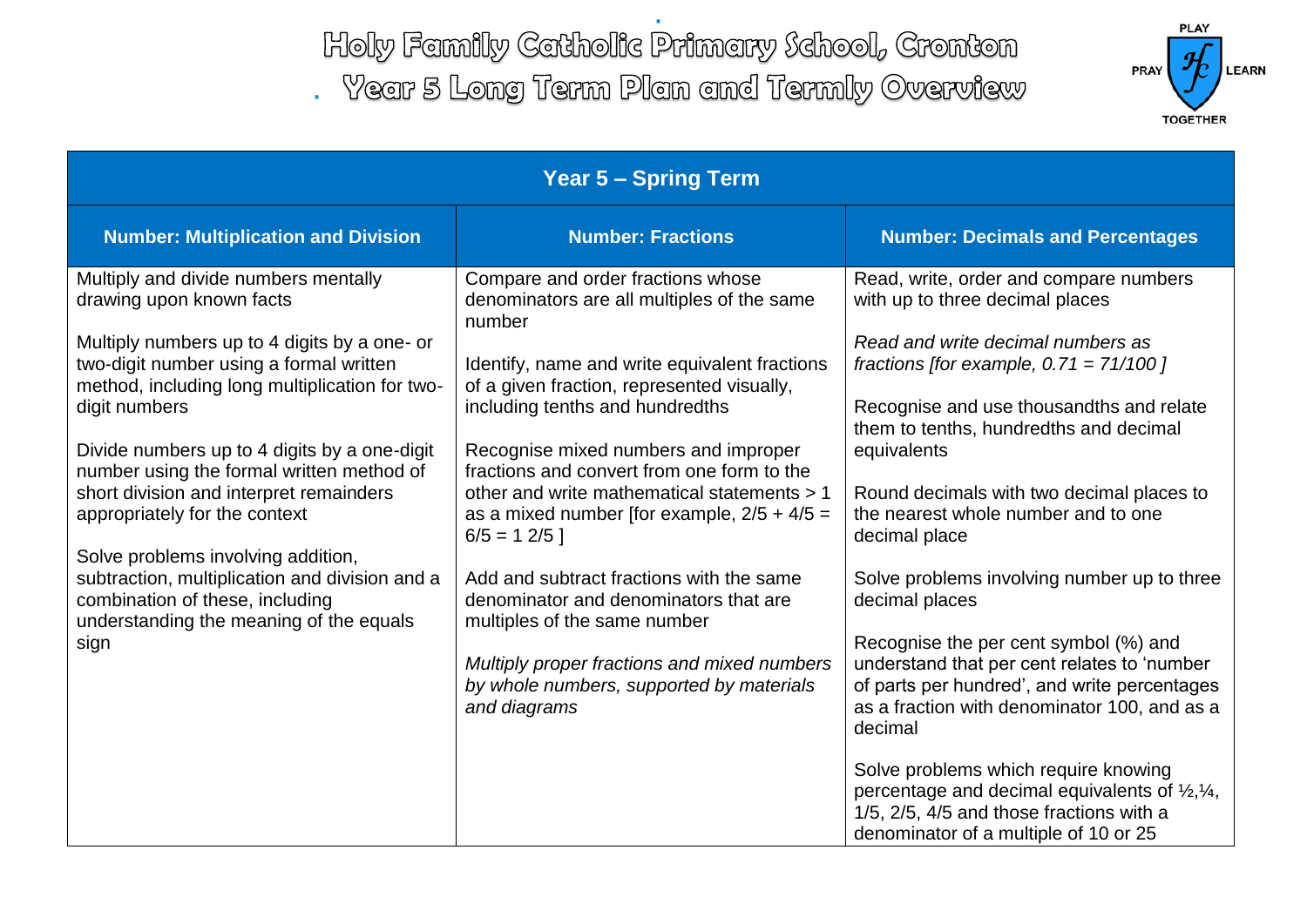# Holy Family Catholic Primary School, Cronton

## Year 5 Long Term Plan and Termly Overview

| Year 5 – Spring Term | | |
|---|---|---|
| **Number: Multiplication and Division** | **Number: Fractions** | **Number: Decimals and Percentages** |
| Multiply and divide numbers mentally drawing upon known facts<br><br>Multiply numbers up to 4 digits by a one- or two-digit number using a formal written method, including long multiplication for two-digit numbers<br><br>Divide numbers up to 4 digits by a one-digit number using the formal written method of short division and interpret remainders appropriately for the context<br><br>Solve problems involving addition, subtraction, multiplication and division and a combination of these, including understanding the meaning of the equals sign | Compare and order fractions whose denominators are all multiples of the same number<br><br>Identify, name and write equivalent fractions of a given fraction, represented visually, including tenths and hundredths<br><br>Recognise mixed numbers and improper fractions and convert from one form to the other and write mathematical statements > 1 as a mixed number [for example, $2/5 + 4/5 = 6/5 = 1\ 2/5$ ]<br><br>Add and subtract fractions with the same denominator and denominators that are multiples of the same number<br><br>*Multiply proper fractions and mixed numbers by whole numbers, supported by materials and diagrams* | Read, write, order and compare numbers with up to three decimal places<br><br>*Read and write decimal numbers as fractions [for example, $0.71 = 71/100$ ]*<br><br>Recognise and use thousandths and relate them to tenths, hundredths and decimal equivalents<br><br>Round decimals with two decimal places to the nearest whole number and to one decimal place<br><br>Solve problems involving number up to three decimal places<br><br>Recognise the per cent symbol (%) and understand that per cent relates to 'number of parts per hundred', and write percentages as a fraction with denominator 100, and as a decimal<br><br>Solve problems which require knowing percentage and decimal equivalents of ½,¼, 1/5, 2/5, 4/5 and those fractions with a denominator of a multiple of 10 or 25 |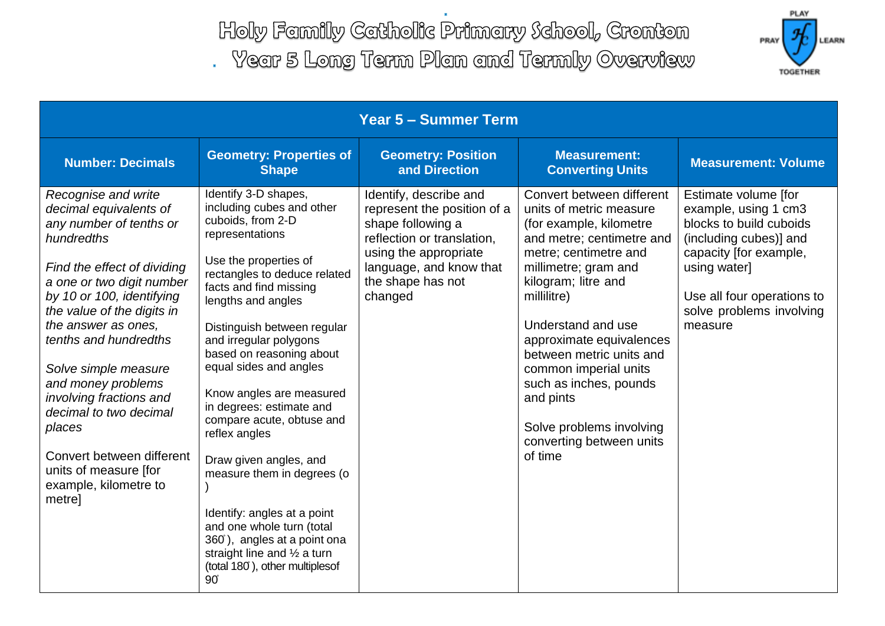# Holy Family Catholic Primary School, Cronton

## Year 5 Long Term Plan and Termly Overview

| Year 5 – Summer Term | | | | |
|---|---|---|---|---|
| **Number: Decimals** | **Geometry: Properties of Shape** | **Geometry: Position and Direction** | **Measurement: Converting Units** | **Measurement: Volume** |
| *Recognise and write decimal equivalents of any number of tenths or hundredths*<br><br>*Find the effect of dividing a one or two digit number by 10 or 100, identifying the value of the digits in the answer as ones, tenths and hundredths*<br><br>*Solve simple measure and money problems involving fractions and decimal to two decimal places*<br><br>Convert between different units of measure [for example, kilometre to metre] | Identify 3-D shapes, including cubes and other cuboids, from 2-D representations<br><br>Use the properties of rectangles to deduce related facts and find missing lengths and angles<br><br>Distinguish between regular and irregular polygons based on reasoning about equal sides and angles<br><br>Know angles are measured in degrees: estimate and compare acute, obtuse and reflex angles<br><br>Draw given angles, and measure them in degrees (o )<br><br>Identify: angles at a point and one whole turn (total 360˚), angles at a point ona straight line and ½ a turn (total 180˚), other multiplesof 90˚ | Identify, describe and represent the position of a shape following a reflection or translation, using the appropriate language, and know that the shape has not changed | Convert between different units of metric measure (for example, kilometre and metre; centimetre and metre; centimetre and millimetre; gram and kilogram; litre and millilitre)<br><br>Understand and use approximate equivalences between metric units and common imperial units such as inches, pounds and pints<br><br>Solve problems involving converting between units of time | Estimate volume [for example, using 1 cm3 blocks to build cuboids (including cubes)] and capacity [for example, using water]<br><br>Use all four operations to solve problems involving measure |